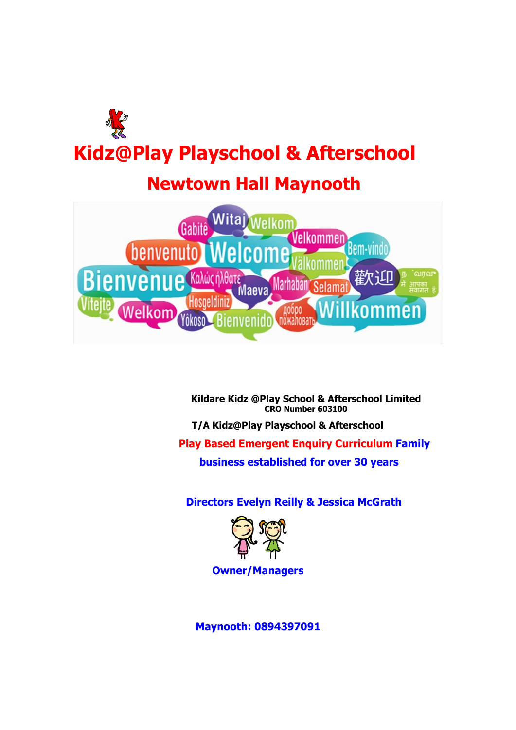# Kidz@Play Playschool & Afterschool

## Newtown Hall Maynooth

**Kildare Kidz @Play School & Afterschool Limited**
**CRO Number 603100**

**T/A Kidz@Play Playschool & Afterschool**

**Play Based Emergent Enquiry Curriculum Family business established for over 30 years**

**Directors Evelyn Reilly & Jessica McGrath**

**Owner/Managers**

**Maynooth: 0894397091**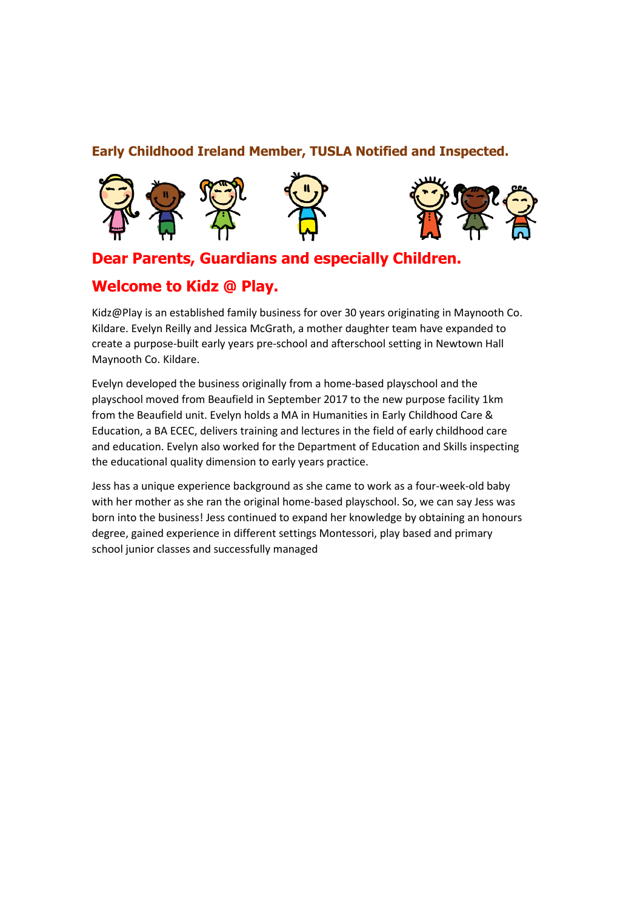**Early Childhood Ireland Member, TUSLA Notified and Inspected.**

## Dear Parents, Guardians and especially Children.

## Welcome to Kidz @ Play.

Kidz@Play is an established family business for over 30 years originating in Maynooth Co. Kildare. Evelyn Reilly and Jessica McGrath, a mother daughter team have expanded to create a purpose-built early years pre-school and afterschool setting in Newtown Hall Maynooth Co. Kildare.

Evelyn developed the business originally from a home-based playschool and the playschool moved from Beaufield in September 2017 to the new purpose facility 1km from the Beaufield unit. Evelyn holds a MA in Humanities in Early Childhood Care & Education, a BA ECEC, delivers training and lectures in the field of early childhood care and education. Evelyn also worked for the Department of Education and Skills inspecting the educational quality dimension to early years practice.

Jess has a unique experience background as she came to work as a four-week-old baby with her mother as she ran the original home-based playschool. So, we can say Jess was born into the business! Jess continued to expand her knowledge by obtaining an honours degree, gained experience in different settings Montessori, play based and primary school junior classes and successfully managed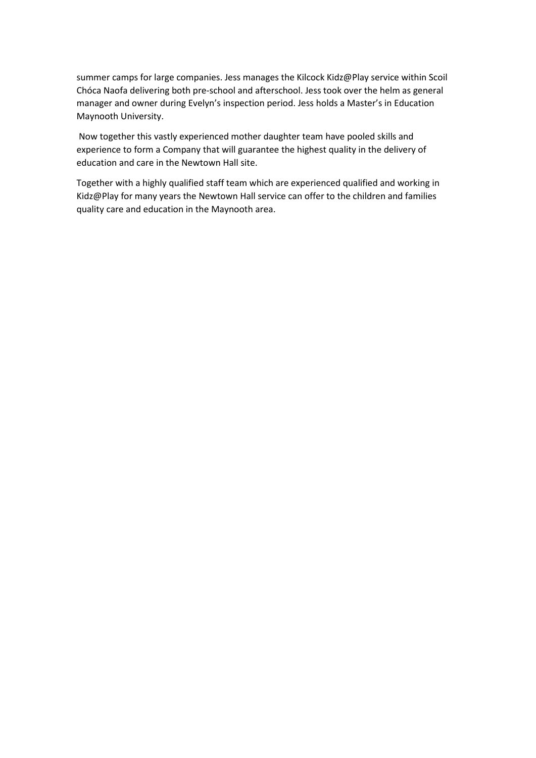summer camps for large companies. Jess manages the Kilcock Kidz@Play service within Scoil Chóca Naofa delivering both pre-school and afterschool. Jess took over the helm as general manager and owner during Evelyn's inspection period. Jess holds a Master's in Education Maynooth University.

Now together this vastly experienced mother daughter team have pooled skills and experience to form a Company that will guarantee the highest quality in the delivery of education and care in the Newtown Hall site.

Together with a highly qualified staff team which are experienced qualified and working in Kidz@Play for many years the Newtown Hall service can offer to the children and families quality care and education in the Maynooth area.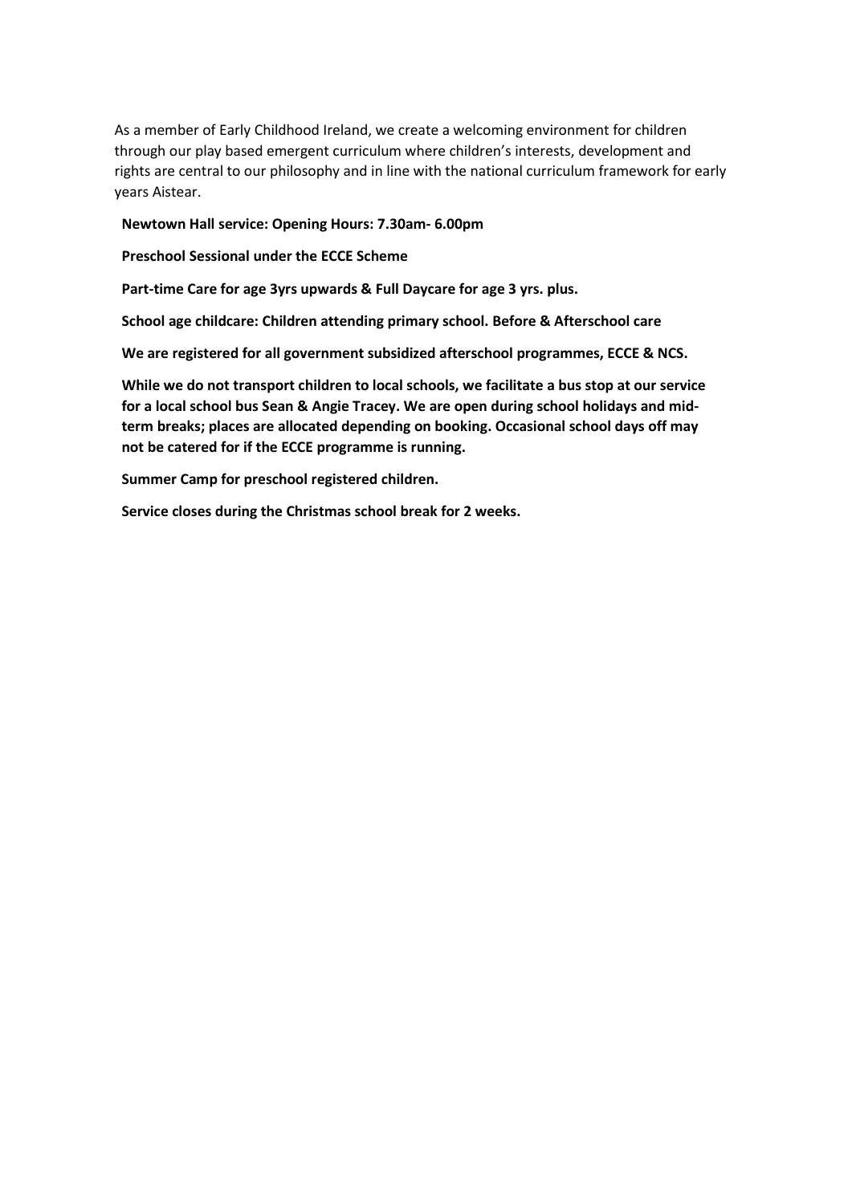As a member of Early Childhood Ireland, we create a welcoming environment for children through our play based emergent curriculum where children's interests, development and rights are central to our philosophy and in line with the national curriculum framework for early years Aistear.

**Newtown Hall service: Opening Hours: 7.30am- 6.00pm**

**Preschool Sessional under the ECCE Scheme**

**Part-time Care for age 3yrs upwards & Full Daycare for age 3 yrs. plus.**

**School age childcare: Children attending primary school. Before & Afterschool care**

**We are registered for all government subsidized afterschool programmes, ECCE & NCS.**

**While we do not transport children to local schools, we facilitate a bus stop at our service for a local school bus Sean & Angie Tracey. We are open during school holidays and mid-term breaks; places are allocated depending on booking. Occasional school days off may not be catered for if the ECCE programme is running.**

**Summer Camp for preschool registered children.**

**Service closes during the Christmas school break for 2 weeks.**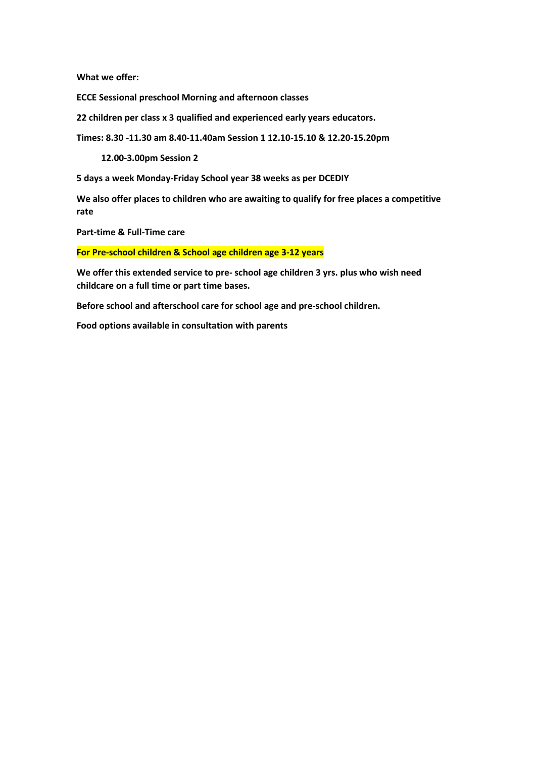**What we offer:**

**ECCE Sessional preschool Morning and afternoon classes**

**22 children per class x 3 qualified and experienced early years educators.**

**Times: 8.30 -11.30 am 8.40-11.40am Session 1 12.10-15.10 & 12.20-15.20pm**

**12.00-3.00pm Session 2**

**5 days a week Monday-Friday School year 38 weeks as per DCEDIY**

**We also offer places to children who are awaiting to qualify for free places a competitive rate**

**Part-time & Full-Time care**

**For Pre-school children & School age children age 3-12 years**

**We offer this extended service to pre- school age children 3 yrs. plus who wish need childcare on a full time or part time bases.**

**Before school and afterschool care for school age and pre-school children.**

**Food options available in consultation with parents**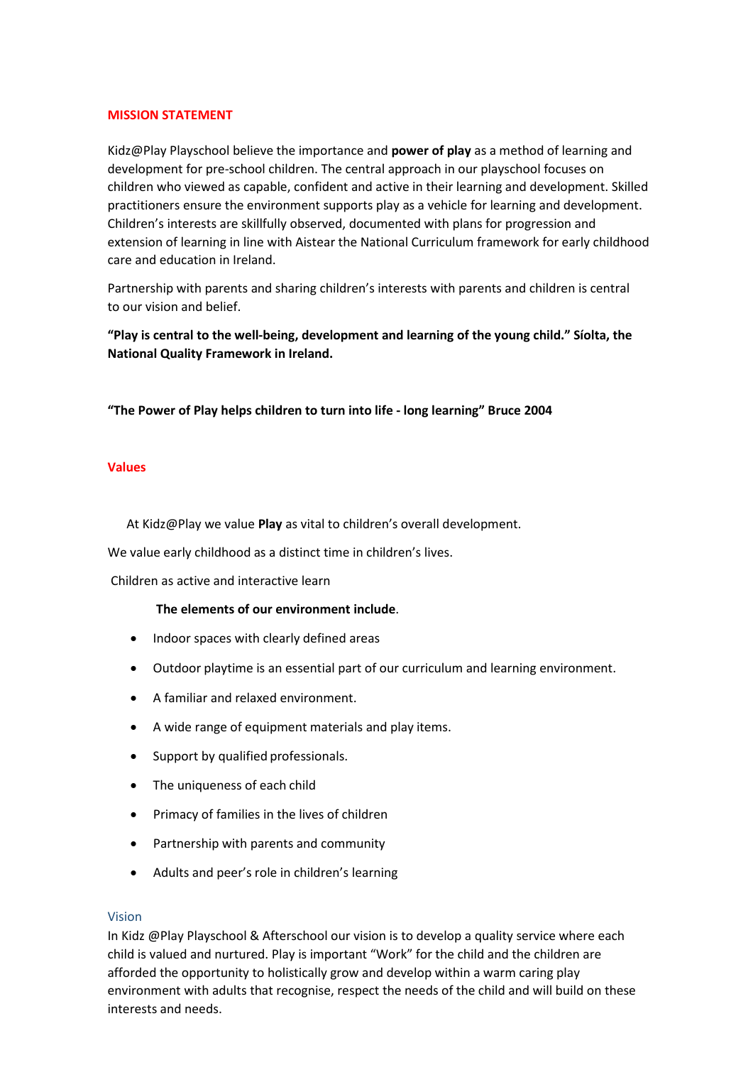## MISSION STATEMENT

Kidz@Play Playschool believe the importance and **power of play** as a method of learning and development for pre-school children. The central approach in our playschool focuses on children who viewed as capable, confident and active in their learning and development. Skilled practitioners ensure the environment supports play as a vehicle for learning and development. Children's interests are skillfully observed, documented with plans for progression and extension of learning in line with Aistear the National Curriculum framework for early childhood care and education in Ireland.

Partnership with parents and sharing children's interests with parents and children is central to our vision and belief.

**"Play is central to the well-being, development and learning of the young child." Síolta, the National Quality Framework in Ireland.**

**"The Power of Play helps children to turn into life - long learning" Bruce 2004**

## Values

At Kidz@Play we value **Play** as vital to children's overall development.

We value early childhood as a distinct time in children's lives.

Children as active and interactive learn

**The elements of our environment include**.

- Indoor spaces with clearly defined areas
- Outdoor playtime is an essential part of our curriculum and learning environment.
- A familiar and relaxed environment.
- A wide range of equipment materials and play items.
- Support by qualified professionals.
- The uniqueness of each child
- Primacy of families in the lives of children
- Partnership with parents and community
- Adults and peer's role in children's learning

## Vision

In Kidz @Play Playschool & Afterschool our vision is to develop a quality service where each child is valued and nurtured. Play is important "Work" for the child and the children are afforded the opportunity to holistically grow and develop within a warm caring play environment with adults that recognise, respect the needs of the child and will build on these interests and needs.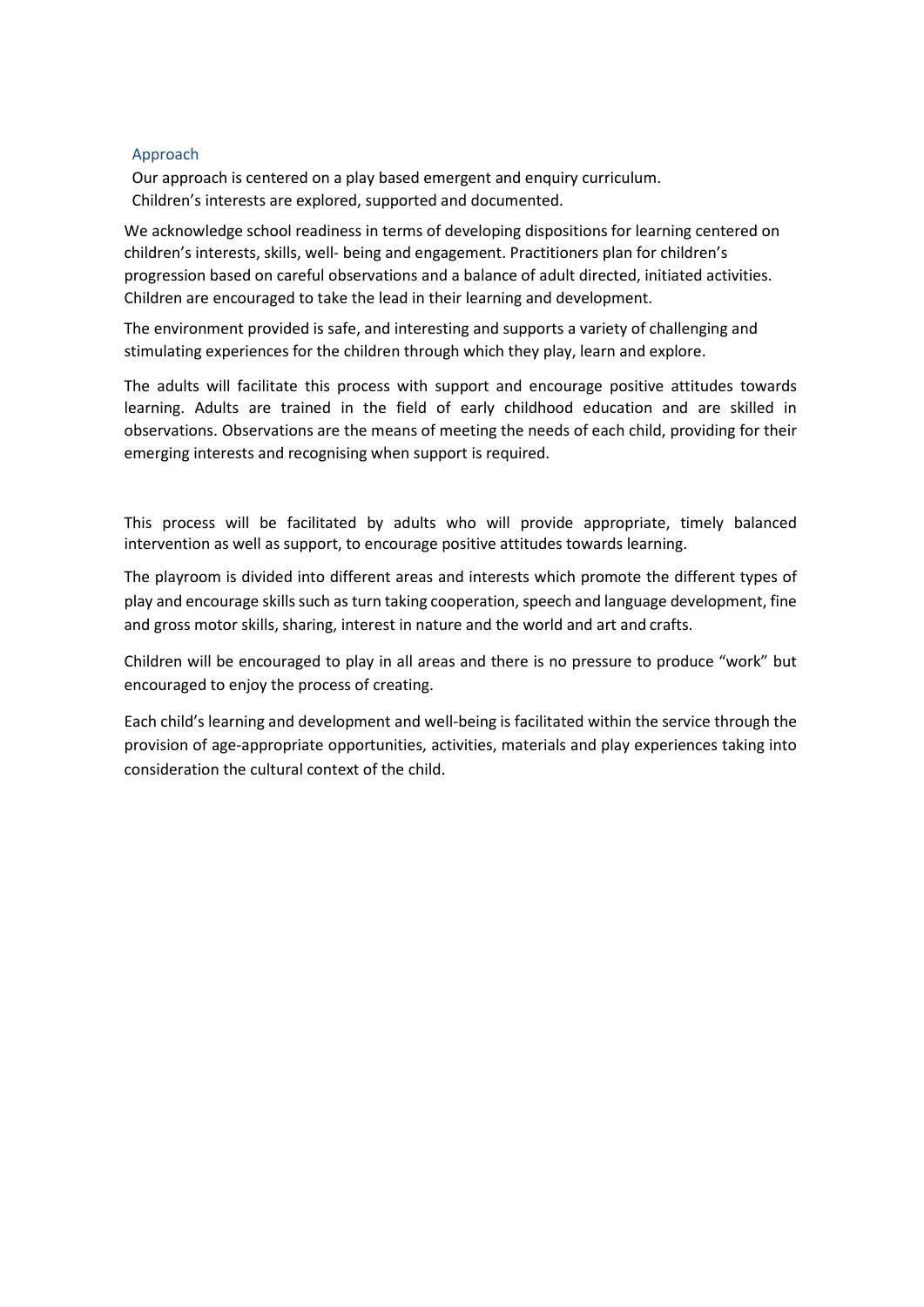## Approach

Our approach is centered on a play based emergent and enquiry curriculum.
Children's interests are explored, supported and documented.

We acknowledge school readiness in terms of developing dispositions for learning centered on children's interests, skills, well- being and engagement. Practitioners plan for children's progression based on careful observations and a balance of adult directed, initiated activities. Children are encouraged to take the lead in their learning and development.

The environment provided is safe, and interesting and supports a variety of challenging and stimulating experiences for the children through which they play, learn and explore.

The adults will facilitate this process with support and encourage positive attitudes towards learning. Adults are trained in the field of early childhood education and are skilled in observations. Observations are the means of meeting the needs of each child, providing for their emerging interests and recognising when support is required.

This process will be facilitated by adults who will provide appropriate, timely balanced intervention as well as support, to encourage positive attitudes towards learning.

The playroom is divided into different areas and interests which promote the different types of play and encourage skills such as turn taking cooperation, speech and language development, fine and gross motor skills, sharing, interest in nature and the world and art and crafts.

Children will be encouraged to play in all areas and there is no pressure to produce "work" but encouraged to enjoy the process of creating.

Each child's learning and development and well-being is facilitated within the service through the provision of age-appropriate opportunities, activities, materials and play experiences taking into consideration the cultural context of the child.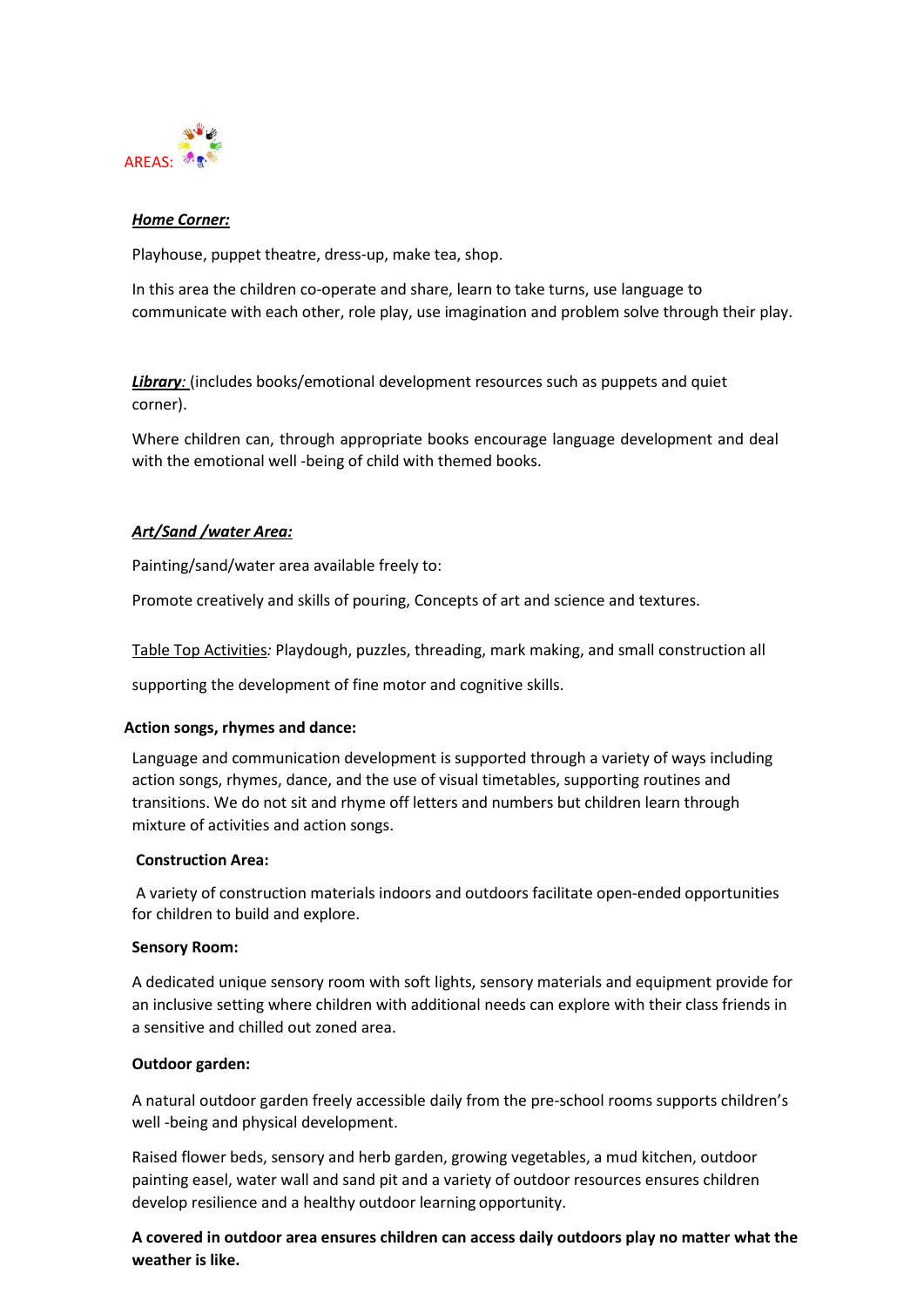AREAS:

***Home Corner:***

Playhouse, puppet theatre, dress-up, make tea, shop.

In this area the children co-operate and share, learn to take turns, use language to communicate with each other, role play, use imagination and problem solve through their play.

***Library:*** (includes books/emotional development resources such as puppets and quiet corner).

Where children can, through appropriate books encourage language development and deal with the emotional well -being of child with themed books.

***Art/Sand /water Area:***

Painting/sand/water area available freely to:

Promote creatively and skills of pouring, Concepts of art and science and textures.

Table Top Activities*:* Playdough, puzzles, threading, mark making, and small construction all supporting the development of fine motor and cognitive skills.

**Action songs, rhymes and dance:**

Language and communication development is supported through a variety of ways including action songs, rhymes, dance, and the use of visual timetables, supporting routines and transitions. We do not sit and rhyme off letters and numbers but children learn through mixture of activities and action songs.

**Construction Area:**

A variety of construction materials indoors and outdoors facilitate open-ended opportunities for children to build and explore.

**Sensory Room:**

A dedicated unique sensory room with soft lights, sensory materials and equipment provide for an inclusive setting where children with additional needs can explore with their class friends in a sensitive and chilled out zoned area.

**Outdoor garden:**

A natural outdoor garden freely accessible daily from the pre-school rooms supports children's well -being and physical development.

Raised flower beds, sensory and herb garden, growing vegetables, a mud kitchen, outdoor painting easel, water wall and sand pit and a variety of outdoor resources ensures children develop resilience and a healthy outdoor learning opportunity.

**A covered in outdoor area ensures children can access daily outdoors play no matter what the weather is like.**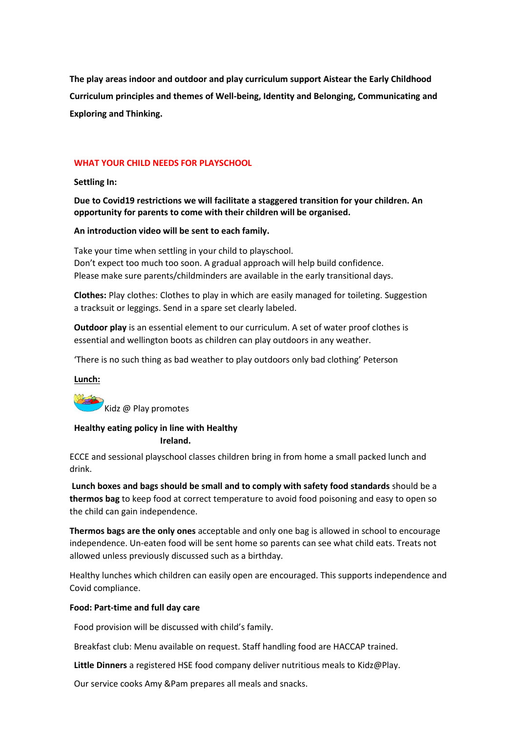**The play areas indoor and outdoor and play curriculum support Aistear the Early Childhood Curriculum principles and themes of Well-being, Identity and Belonging, Communicating and Exploring and Thinking.**

## WHAT YOUR CHILD NEEDS FOR PLAYSCHOOL

**Settling In:**

**Due to Covid19 restrictions we will facilitate a staggered transition for your children. An opportunity for parents to come with their children will be organised.**

**An introduction video will be sent to each family.**

Take your time when settling in your child to playschool.
Don't expect too much too soon. A gradual approach will help build confidence.
Please make sure parents/childminders are available in the early transitional days.

**Clothes:** Play clothes: Clothes to play in which are easily managed for toileting. Suggestion a tracksuit or leggings. Send in a spare set clearly labeled.

**Outdoor play** is an essential element to our curriculum. A set of water proof clothes is essential and wellington boots as children can play outdoors in any weather.

'There is no such thing as bad weather to play outdoors only bad clothing' Peterson

**Lunch:**

Kidz @ Play promotes

**Healthy eating policy in line with Healthy Ireland.**

ECCE and sessional playschool classes children bring in from home a small packed lunch and drink.

**Lunch boxes and bags should be small and to comply with safety food standards** should be a **thermos bag** to keep food at correct temperature to avoid food poisoning and easy to open so the child can gain independence.

**Thermos bags are the only ones** acceptable and only one bag is allowed in school to encourage independence. Un-eaten food will be sent home so parents can see what child eats. Treats not allowed unless previously discussed such as a birthday.

Healthy lunches which children can easily open are encouraged. This supports independence and Covid compliance.

**Food: Part-time and full day care**

Food provision will be discussed with child's family.

Breakfast club: Menu available on request. Staff handling food are HACCAP trained.

**Little Dinners** a registered HSE food company deliver nutritious meals to Kidz@Play.

Our service cooks Amy &Pam prepares all meals and snacks.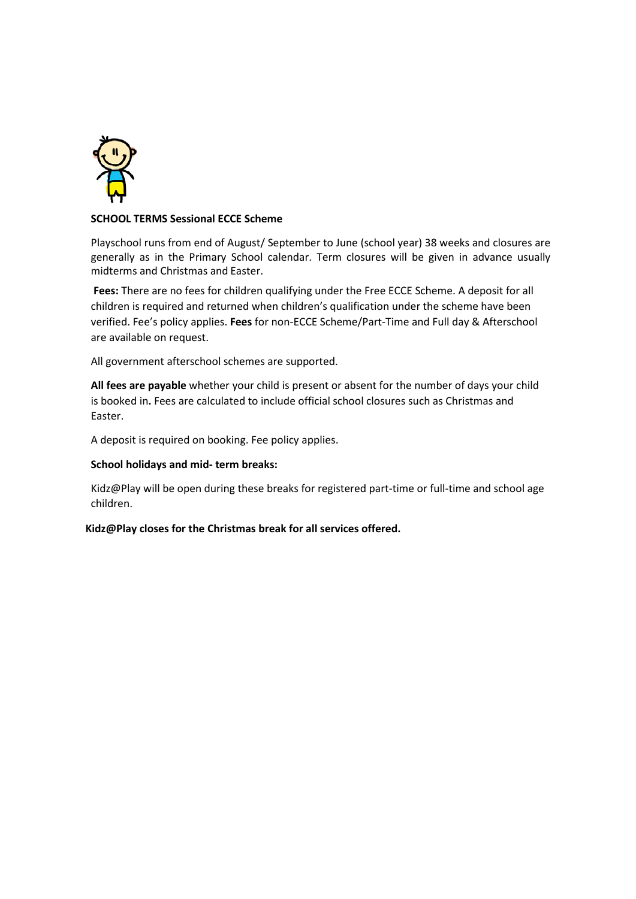**SCHOOL TERMS Sessional ECCE Scheme**

Playschool runs from end of August/ September to June (school year) 38 weeks and closures are generally as in the Primary School calendar. Term closures will be given in advance usually midterms and Christmas and Easter.

**Fees:** There are no fees for children qualifying under the Free ECCE Scheme. A deposit for all children is required and returned when children's qualification under the scheme have been verified. Fee's policy applies. **Fees** for non-ECCE Scheme/Part-Time and Full day & Afterschool are available on request.

All government afterschool schemes are supported.

**All fees are payable** whether your child is present or absent for the number of days your child is booked in**.** Fees are calculated to include official school closures such as Christmas and Easter.

A deposit is required on booking. Fee policy applies.

**School holidays and mid- term breaks:**

Kidz@Play will be open during these breaks for registered part-time or full-time and school age children.

**Kidz@Play closes for the Christmas break for all services offered.**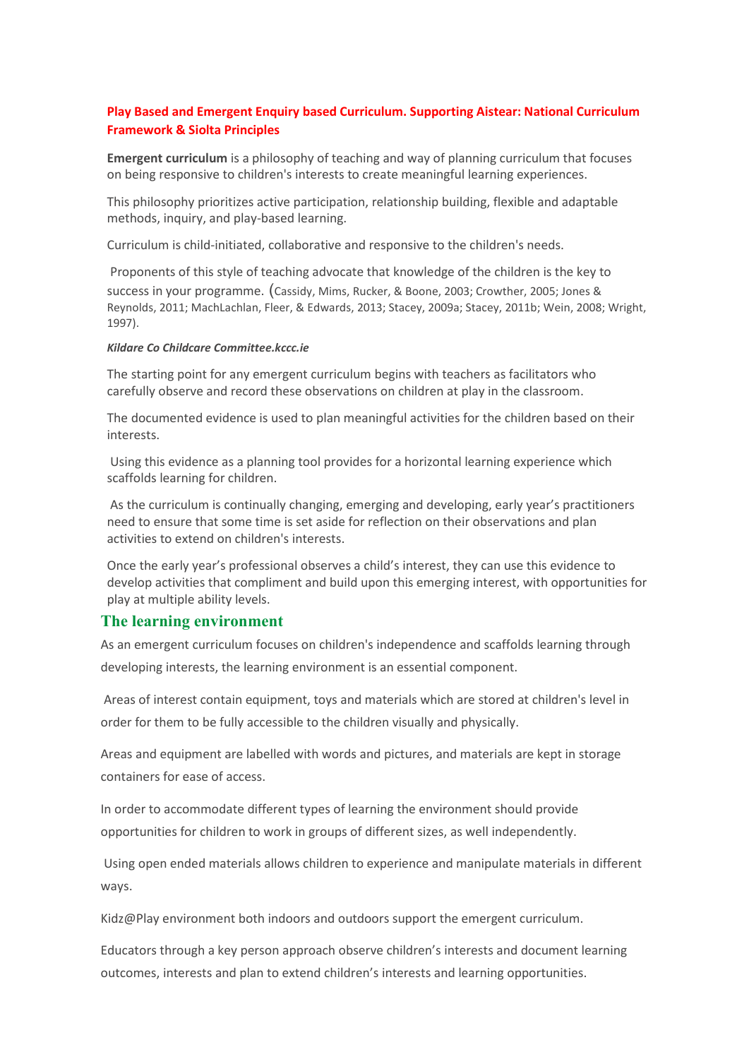## Play Based and Emergent Enquiry based Curriculum. Supporting Aistear: National Curriculum Framework & Siolta Principles

**Emergent curriculum** is a philosophy of teaching and way of planning curriculum that focuses on being responsive to children's interests to create meaningful learning experiences.

This philosophy prioritizes active participation, relationship building, flexible and adaptable methods, inquiry, and play-based learning.

Curriculum is child-initiated, collaborative and responsive to the children's needs.

Proponents of this style of teaching advocate that knowledge of the children is the key to success in your programme. (Cassidy, Mims, Rucker, & Boone, 2003; Crowther, 2005; Jones & Reynolds, 2011; MachLachlan, Fleer, & Edwards, 2013; Stacey, 2009a; Stacey, 2011b; Wein, 2008; Wright, 1997).

***Kildare Co Childcare Committee.kccc.ie***

The starting point for any emergent curriculum begins with teachers as facilitators who carefully observe and record these observations on children at play in the classroom.

The documented evidence is used to plan meaningful activities for the children based on their interests.

Using this evidence as a planning tool provides for a horizontal learning experience which scaffolds learning for children.

As the curriculum is continually changing, emerging and developing, early year's practitioners need to ensure that some time is set aside for reflection on their observations and plan activities to extend on children's interests.

Once the early year's professional observes a child's interest, they can use this evidence to develop activities that compliment and build upon this emerging interest, with opportunities for play at multiple ability levels.

### The learning environment

As an emergent curriculum focuses on children's independence and scaffolds learning through developing interests, the learning environment is an essential component.

Areas of interest contain equipment, toys and materials which are stored at children's level in order for them to be fully accessible to the children visually and physically.

Areas and equipment are labelled with words and pictures, and materials are kept in storage containers for ease of access.

In order to accommodate different types of learning the environment should provide opportunities for children to work in groups of different sizes, as well independently.

Using open ended materials allows children to experience and manipulate materials in different ways.

Kidz@Play environment both indoors and outdoors support the emergent curriculum.

Educators through a key person approach observe children's interests and document learning outcomes, interests and plan to extend children's interests and learning opportunities.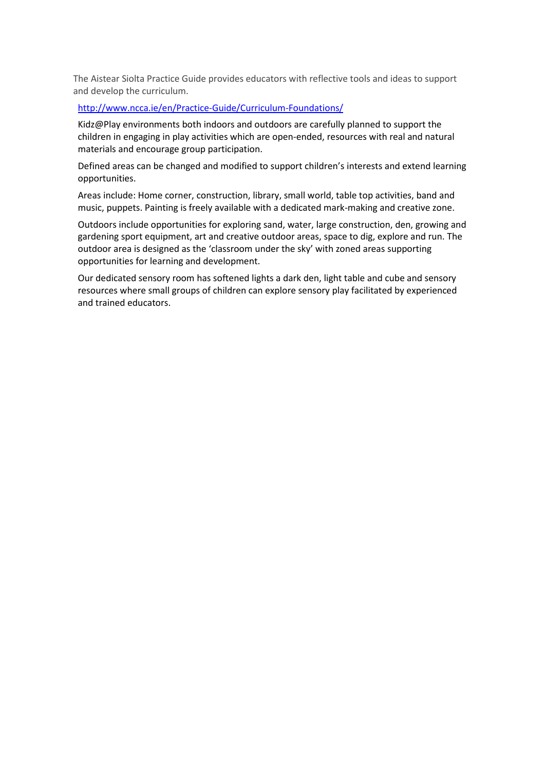The Aistear Siolta Practice Guide provides educators with reflective tools and ideas to support and develop the curriculum.

[http://www.ncca.ie/en/Practice-Guide/Curriculum-Foundations/](http://www.ncca.ie/en/Practice-Guide/Curriculum-Foundations/)

Kidz@Play environments both indoors and outdoors are carefully planned to support the children in engaging in play activities which are open-ended, resources with real and natural materials and encourage group participation.

Defined areas can be changed and modified to support children's interests and extend learning opportunities.

Areas include: Home corner, construction, library, small world, table top activities, band and music, puppets. Painting is freely available with a dedicated mark-making and creative zone.

Outdoors include opportunities for exploring sand, water, large construction, den, growing and gardening sport equipment, art and creative outdoor areas, space to dig, explore and run. The outdoor area is designed as the 'classroom under the sky' with zoned areas supporting opportunities for learning and development.

Our dedicated sensory room has softened lights a dark den, light table and cube and sensory resources where small groups of children can explore sensory play facilitated by experienced and trained educators.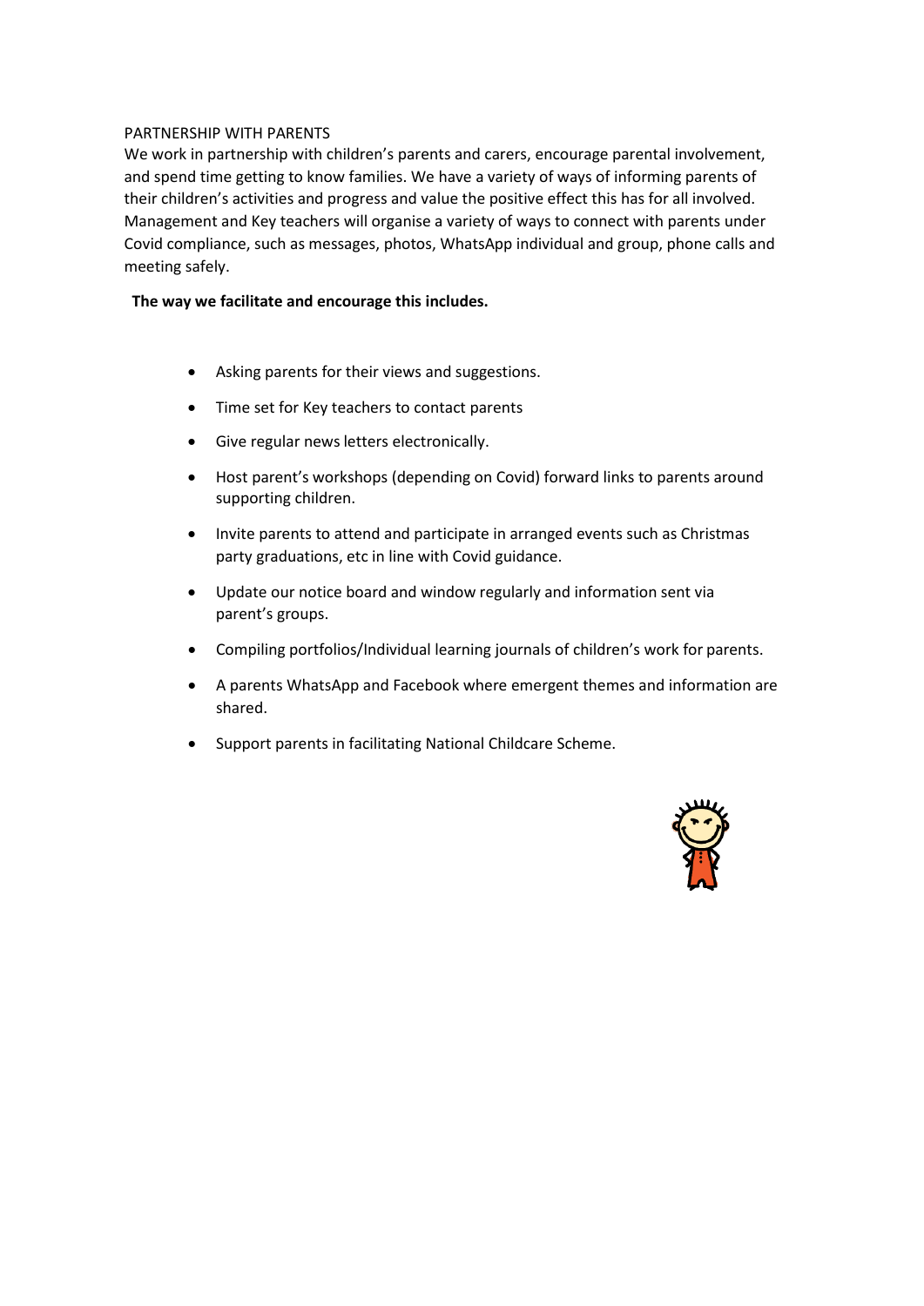## PARTNERSHIP WITH PARENTS

We work in partnership with children's parents and carers, encourage parental involvement, and spend time getting to know families. We have a variety of ways of informing parents of their children's activities and progress and value the positive effect this has for all involved. Management and Key teachers will organise a variety of ways to connect with parents under Covid compliance, such as messages, photos, WhatsApp individual and group, phone calls and meeting safely.

**The way we facilitate and encourage this includes.**

- Asking parents for their views and suggestions.
- Time set for Key teachers to contact parents
- Give regular news letters electronically.
- Host parent's workshops (depending on Covid) forward links to parents around supporting children.
- Invite parents to attend and participate in arranged events such as Christmas party graduations, etc in line with Covid guidance.
- Update our notice board and window regularly and information sent via parent's groups.
- Compiling portfolios/Individual learning journals of children's work for parents.
- A parents WhatsApp and Facebook where emergent themes and information are shared.
- Support parents in facilitating National Childcare Scheme.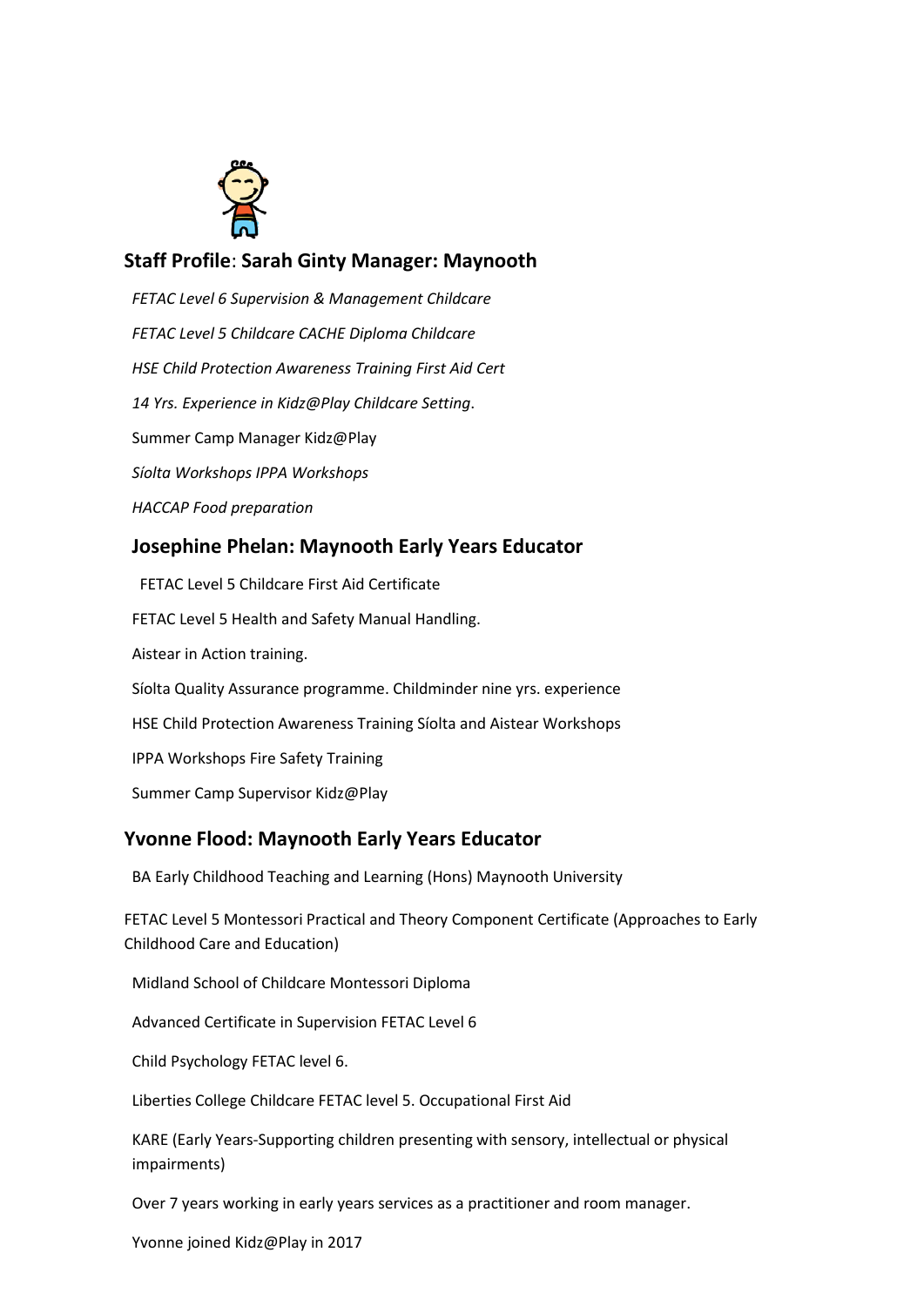## **Staff Profile**: **Sarah Ginty Manager: Maynooth**

*FETAC Level 6 Supervision & Management Childcare*

*FETAC Level 5 Childcare CACHE Diploma Childcare*

*HSE Child Protection Awareness Training First Aid Cert*

*14 Yrs. Experience in Kidz@Play Childcare Setting.*

Summer Camp Manager Kidz@Play

*Síolta Workshops IPPA Workshops*

*HACCAP Food preparation*

## **Josephine Phelan: Maynooth Early Years Educator**

FETAC Level 5 Childcare First Aid Certificate

FETAC Level 5 Health and Safety Manual Handling.

Aistear in Action training.

Síolta Quality Assurance programme. Childminder nine yrs. experience

HSE Child Protection Awareness Training Síolta and Aistear Workshops

IPPA Workshops Fire Safety Training

Summer Camp Supervisor Kidz@Play

## **Yvonne Flood: Maynooth Early Years Educator**

BA Early Childhood Teaching and Learning (Hons) Maynooth University

FETAC Level 5 Montessori Practical and Theory Component Certificate (Approaches to Early Childhood Care and Education)

Midland School of Childcare Montessori Diploma

Advanced Certificate in Supervision FETAC Level 6

Child Psychology FETAC level 6.

Liberties College Childcare FETAC level 5. Occupational First Aid

KARE (Early Years-Supporting children presenting with sensory, intellectual or physical impairments)

Over 7 years working in early years services as a practitioner and room manager.

Yvonne joined Kidz@Play in 2017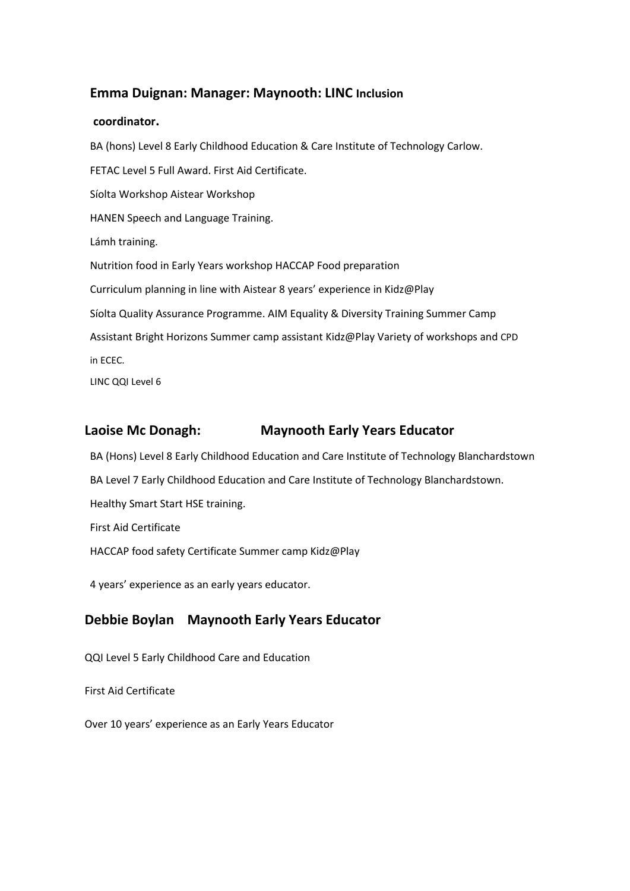### Emma Duignan: Manager: Maynooth: LINC Inclusion coordinator.

BA (hons) Level 8 Early Childhood Education & Care Institute of Technology Carlow.

FETAC Level 5 Full Award. First Aid Certificate.

Síolta Workshop Aistear Workshop

HANEN Speech and Language Training.

Lámh training.

Nutrition food in Early Years workshop HACCAP Food preparation

Curriculum planning in line with Aistear 8 years' experience in Kidz@Play

Síolta Quality Assurance Programme. AIM Equality & Diversity Training Summer Camp Assistant Bright Horizons Summer camp assistant Kidz@Play Variety of workshops and CPD in ECEC.

LINC QQI Level 6

### Laoise Mc Donagh: Maynooth Early Years Educator

BA (Hons) Level 8 Early Childhood Education and Care Institute of Technology Blanchardstown

BA Level 7 Early Childhood Education and Care Institute of Technology Blanchardstown.

Healthy Smart Start HSE training.

First Aid Certificate

HACCAP food safety Certificate Summer camp Kidz@Play

4 years' experience as an early years educator.

### Debbie Boylan Maynooth Early Years Educator

QQI Level 5 Early Childhood Care and Education

First Aid Certificate

Over 10 years' experience as an Early Years Educator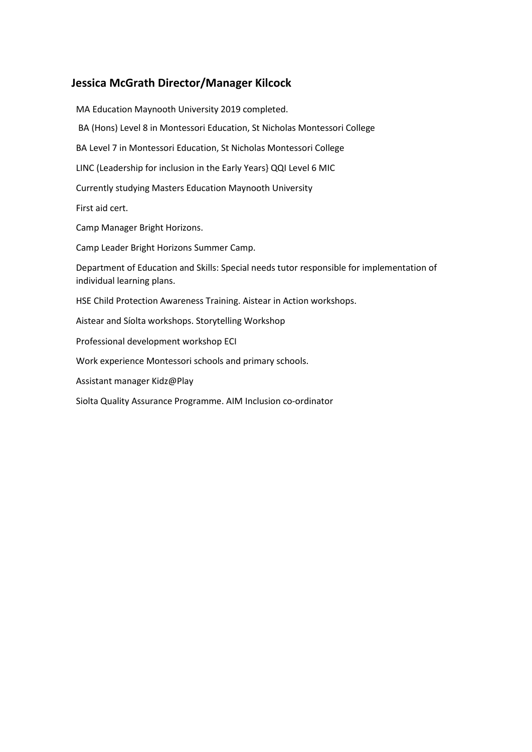## Jessica McGrath Director/Manager Kilcock

MA Education Maynooth University 2019 completed.

BA (Hons) Level 8 in Montessori Education, St Nicholas Montessori College

BA Level 7 in Montessori Education, St Nicholas Montessori College

LINC (Leadership for inclusion in the Early Years} QQI Level 6 MIC

Currently studying Masters Education Maynooth University

First aid cert.

Camp Manager Bright Horizons.

Camp Leader Bright Horizons Summer Camp.

Department of Education and Skills: Special needs tutor responsible for implementation of individual learning plans.

HSE Child Protection Awareness Training. Aistear in Action workshops.

Aistear and Síolta workshops. Storytelling Workshop

Professional development workshop ECI

Work experience Montessori schools and primary schools.

Assistant manager Kidz@Play

Siolta Quality Assurance Programme. AIM Inclusion co-ordinator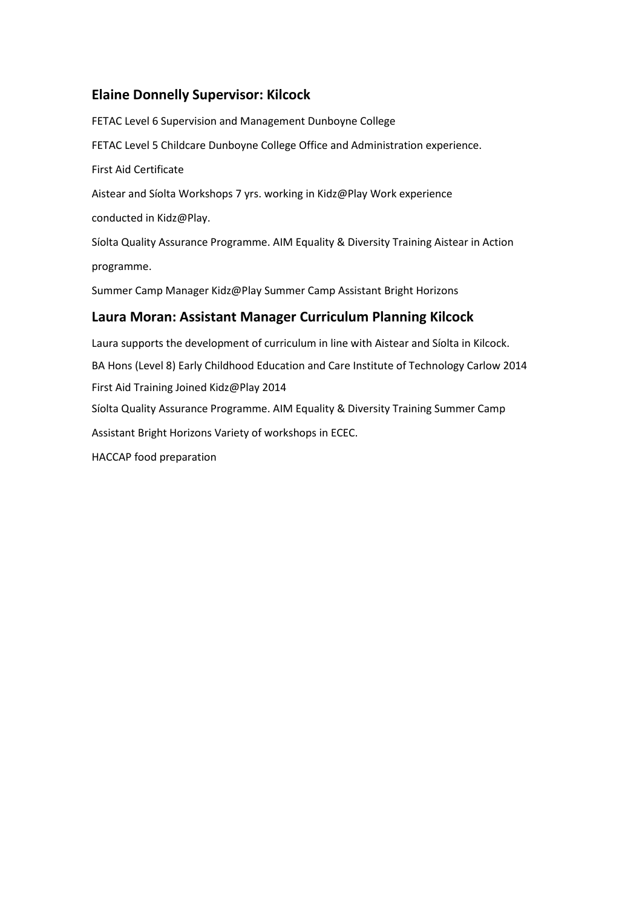## Elaine Donnelly Supervisor: Kilcock

FETAC Level 6 Supervision and Management Dunboyne College

FETAC Level 5 Childcare Dunboyne College Office and Administration experience.

First Aid Certificate

Aistear and Síolta Workshops 7 yrs. working in Kidz@Play Work experience

conducted in Kidz@Play.

Síolta Quality Assurance Programme. AIM Equality & Diversity Training Aistear in Action

programme.

Summer Camp Manager Kidz@Play Summer Camp Assistant Bright Horizons

## Laura Moran: Assistant Manager Curriculum Planning Kilcock

Laura supports the development of curriculum in line with Aistear and Síolta in Kilcock.

BA Hons (Level 8) Early Childhood Education and Care Institute of Technology Carlow 2014

First Aid Training Joined Kidz@Play 2014

Síolta Quality Assurance Programme. AIM Equality & Diversity Training Summer Camp

Assistant Bright Horizons Variety of workshops in ECEC.

HACCAP food preparation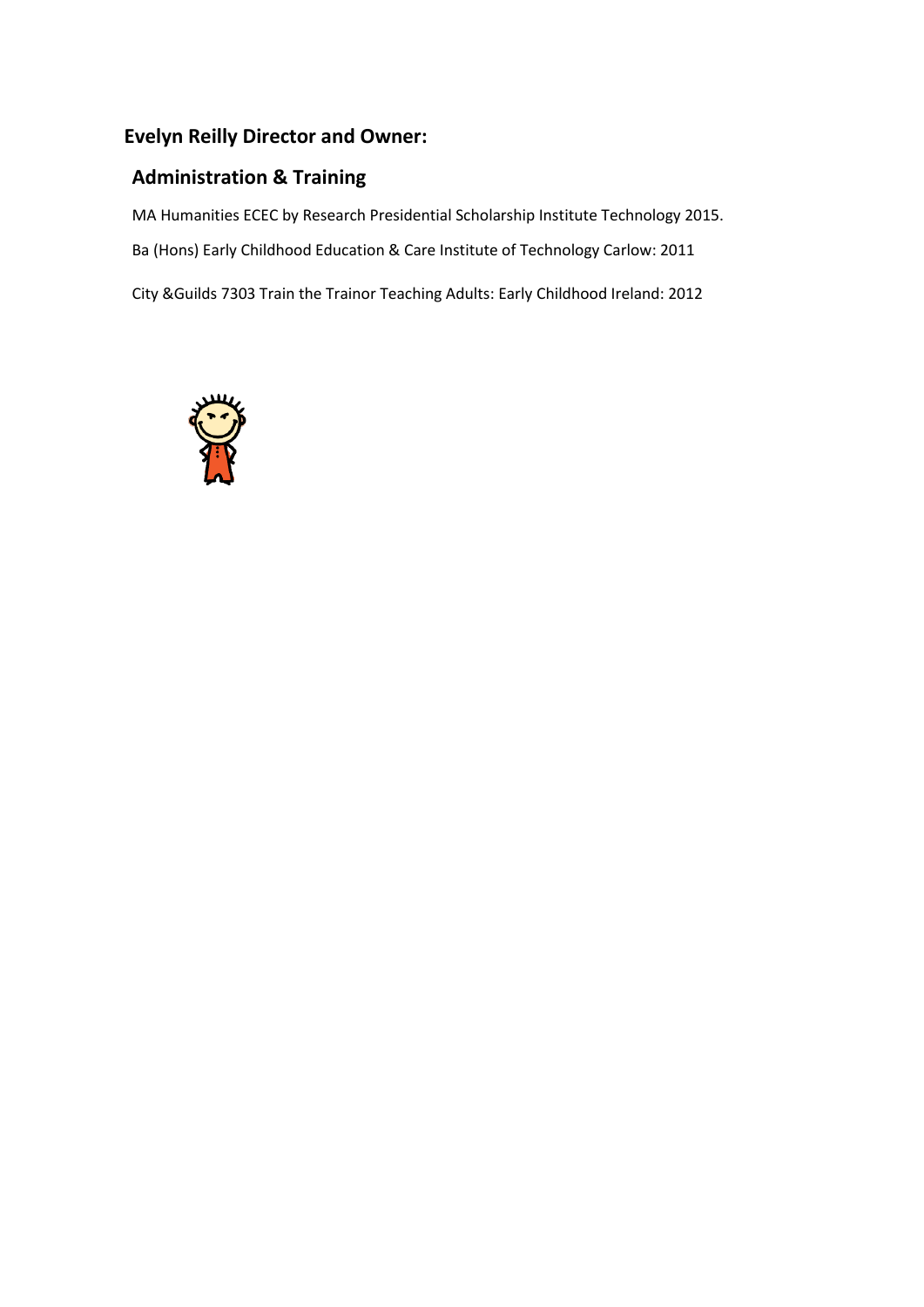**Evelyn Reilly Director and Owner:**

**Administration & Training**

MA Humanities ECEC by Research Presidential Scholarship Institute Technology 2015.

Ba (Hons) Early Childhood Education & Care Institute of Technology Carlow: 2011

City &Guilds 7303 Train the Trainor Teaching Adults: Early Childhood Ireland: 2012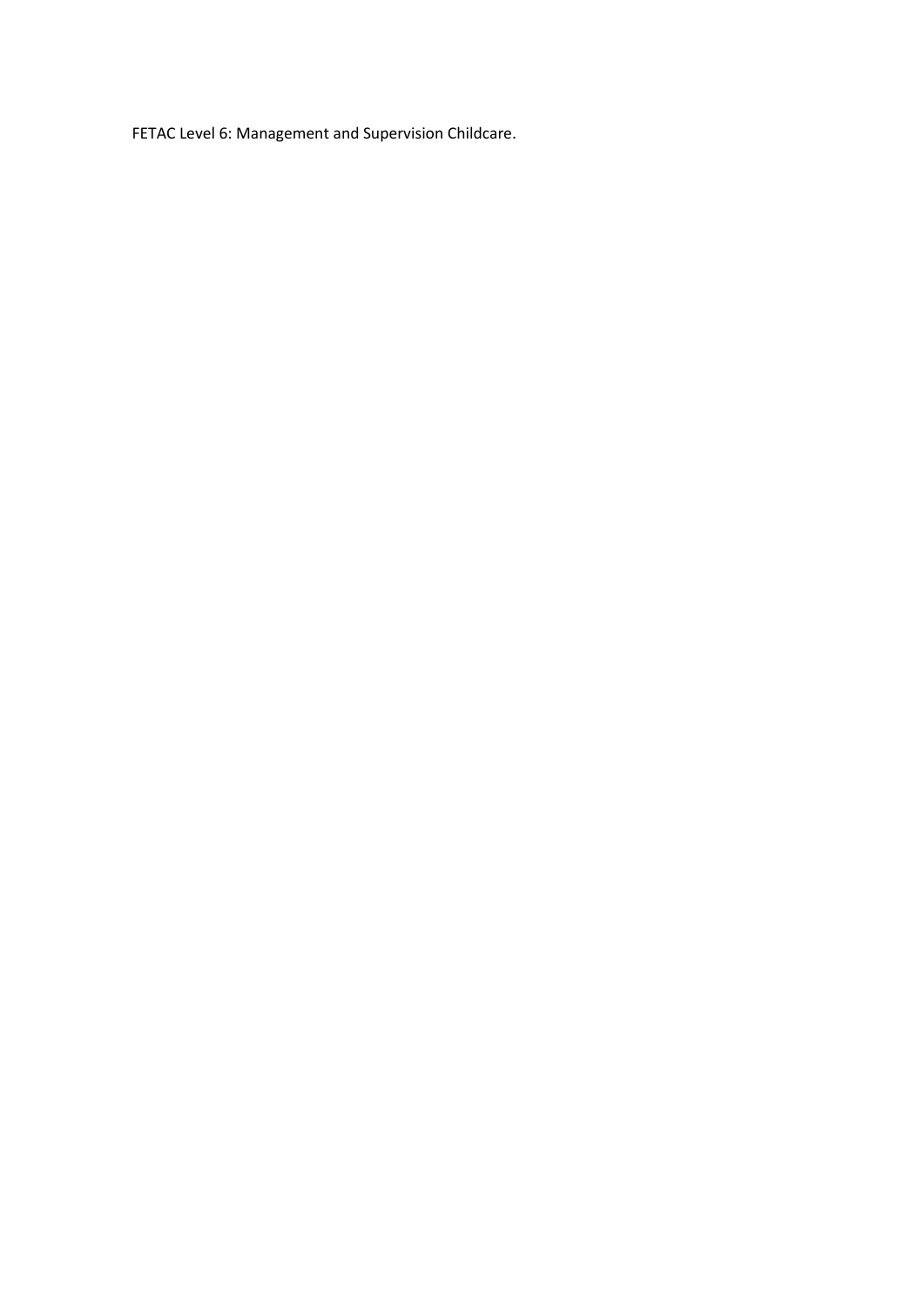FETAC Level 6: Management and Supervision Childcare.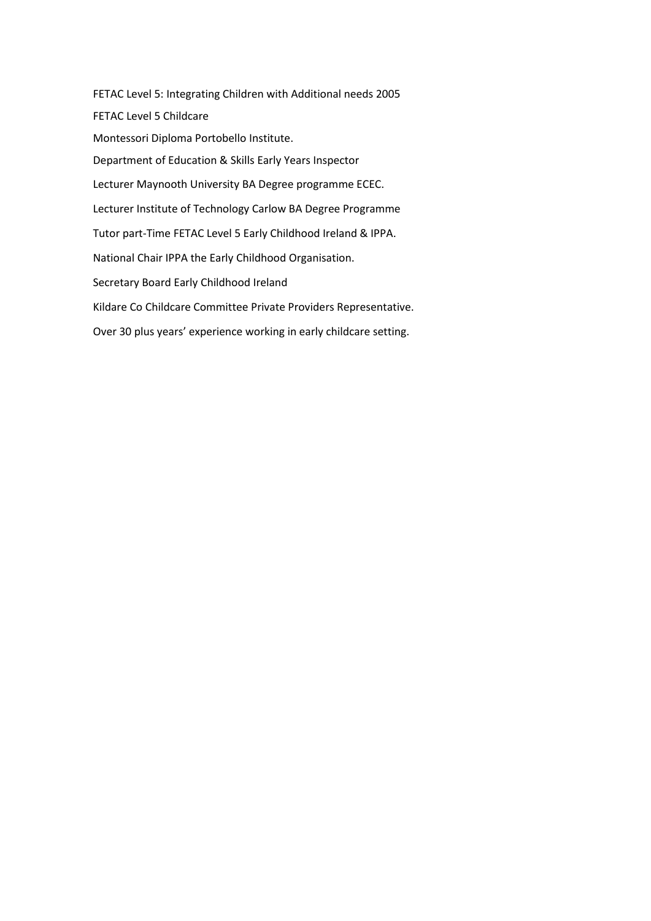FETAC Level 5: Integrating Children with Additional needs 2005

FETAC Level 5 Childcare

Montessori Diploma Portobello Institute.

Department of Education & Skills Early Years Inspector

Lecturer Maynooth University BA Degree programme ECEC.

Lecturer Institute of Technology Carlow BA Degree Programme

Tutor part-Time FETAC Level 5 Early Childhood Ireland & IPPA.

National Chair IPPA the Early Childhood Organisation.

Secretary Board Early Childhood Ireland

Kildare Co Childcare Committee Private Providers Representative.

Over 30 plus years' experience working in early childcare setting.